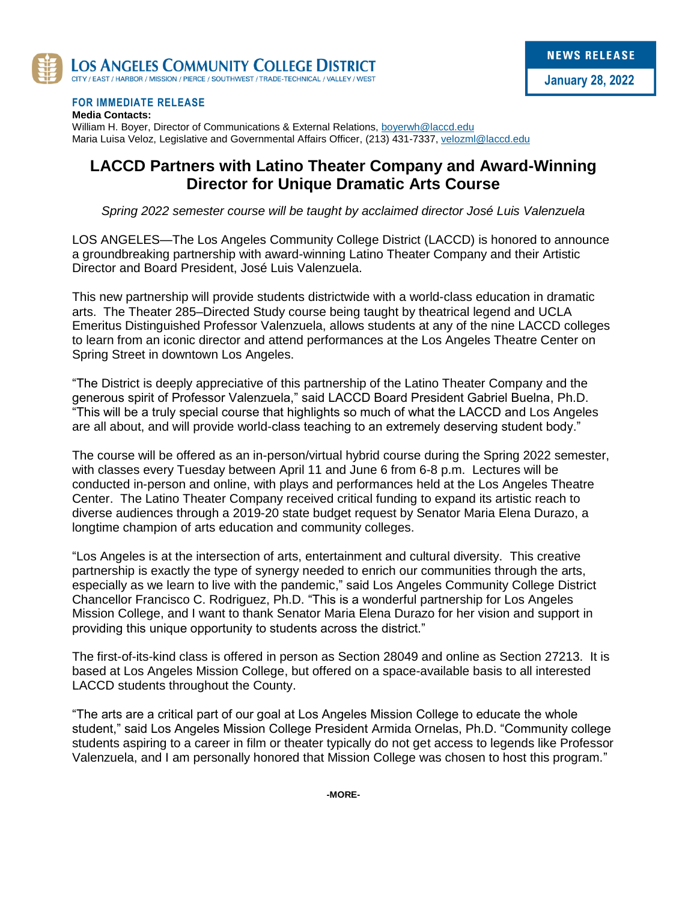**LOS ANGELES COMMUNITY COLLEGE DISTRICT**
CITY / EAST / HARBOR / MISSION / PIERCE / SOUTHWEST / TRADE-TECHNICAL / VALLEY / WEST

**NEWS RELEASE**
**January 28, 2022**

**FOR IMMEDIATE RELEASE**
**Media Contacts:**
William H. Boyer, Director of Communications & External Relations, boyerwh@laccd.edu
Maria Luisa Veloz, Legislative and Governmental Affairs Officer, (213) 431-7337, velozml@laccd.edu

# LACCD Partners with Latino Theater Company and Award-Winning Director for Unique Dramatic Arts Course

*Spring 2022 semester course will be taught by acclaimed director José Luis Valenzuela*

LOS ANGELES—The Los Angeles Community College District (LACCD) is honored to announce a groundbreaking partnership with award-winning Latino Theater Company and their Artistic Director and Board President, José Luis Valenzuela.

This new partnership will provide students districtwide with a world-class education in dramatic arts. The Theater 285–Directed Study course being taught by theatrical legend and UCLA Emeritus Distinguished Professor Valenzuela, allows students at any of the nine LACCD colleges to learn from an iconic director and attend performances at the Los Angeles Theatre Center on Spring Street in downtown Los Angeles.

"The District is deeply appreciative of this partnership of the Latino Theater Company and the generous spirit of Professor Valenzuela," said LACCD Board President Gabriel Buelna, Ph.D. "This will be a truly special course that highlights so much of what the LACCD and Los Angeles are all about, and will provide world-class teaching to an extremely deserving student body."

The course will be offered as an in-person/virtual hybrid course during the Spring 2022 semester, with classes every Tuesday between April 11 and June 6 from 6-8 p.m. Lectures will be conducted in-person and online, with plays and performances held at the Los Angeles Theatre Center. The Latino Theater Company received critical funding to expand its artistic reach to diverse audiences through a 2019-20 state budget request by Senator Maria Elena Durazo, a longtime champion of arts education and community colleges.

"Los Angeles is at the intersection of arts, entertainment and cultural diversity. This creative partnership is exactly the type of synergy needed to enrich our communities through the arts, especially as we learn to live with the pandemic," said Los Angeles Community College District Chancellor Francisco C. Rodriguez, Ph.D. "This is a wonderful partnership for Los Angeles Mission College, and I want to thank Senator Maria Elena Durazo for her vision and support in providing this unique opportunity to students across the district."

The first-of-its-kind class is offered in person as Section 28049 and online as Section 27213. It is based at Los Angeles Mission College, but offered on a space-available basis to all interested LACCD students throughout the County.

"The arts are a critical part of our goal at Los Angeles Mission College to educate the whole student," said Los Angeles Mission College President Armida Ornelas, Ph.D. "Community college students aspiring to a career in film or theater typically do not get access to legends like Professor Valenzuela, and I am personally honored that Mission College was chosen to host this program."

-MORE-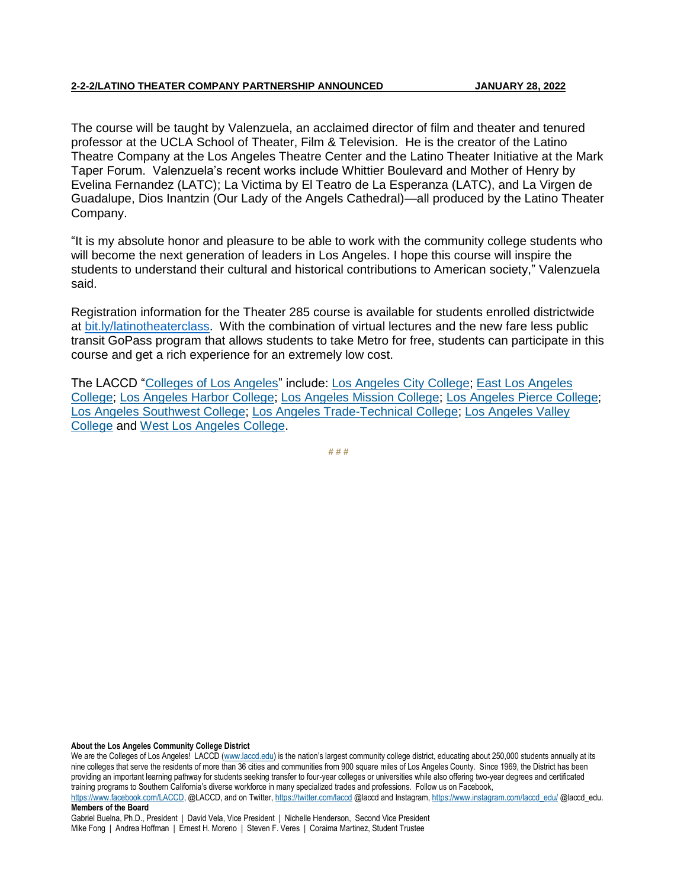The course will be taught by Valenzuela, an acclaimed director of film and theater and tenured professor at the UCLA School of Theater, Film & Television. He is the creator of the Latino Theatre Company at the Los Angeles Theatre Center and the Latino Theater Initiative at the Mark Taper Forum. Valenzuela's recent works include Whittier Boulevard and Mother of Henry by Evelina Fernandez (LATC); La Victima by El Teatro de La Esperanza (LATC), and La Virgen de Guadalupe, Dios Inantzin (Our Lady of the Angels Cathedral)—all produced by the Latino Theater Company.

"It is my absolute honor and pleasure to be able to work with the community college students who will become the next generation of leaders in Los Angeles. I hope this course will inspire the students to understand their cultural and historical contributions to American society," Valenzuela said.

Registration information for the Theater 285 course is available for students enrolled districtwide at bit.ly/latinotheaterclass. With the combination of virtual lectures and the new fare less public transit GoPass program that allows students to take Metro for free, students can participate in this course and get a rich experience for an extremely low cost.

The LACCD "Colleges of Los Angeles" include: Los Angeles City College; East Los Angeles College; Los Angeles Harbor College; Los Angeles Mission College; Los Angeles Pierce College; Los Angeles Southwest College; Los Angeles Trade-Technical College; Los Angeles Valley College and West Los Angeles College.

# # #

**About the Los Angeles Community College District**

We are the Colleges of Los Angeles! LACCD (www.laccd.edu) is the nation's largest community college district, educating about 250,000 students annually at its nine colleges that serve the residents of more than 36 cities and communities from 900 square miles of Los Angeles County. Since 1969, the District has been providing an important learning pathway for students seeking transfer to four-year colleges or universities while also offering two-year degrees and certificated training programs to Southern California's diverse workforce in many specialized trades and professions. Follow us on Facebook, https://www.facebook.com/LACCD, @LACCD, and on Twitter, https://twitter.com/laccd @laccd and Instagram, https://www.instagram.com/laccd_edu/ @laccd_edu.

**Members of the Board**

Gabriel Buelna, Ph.D., President | David Vela, Vice President | Nichelle Henderson, Second Vice President
Mike Fong | Andrea Hoffman | Ernest H. Moreno | Steven F. Veres | Coraima Martinez, Student Trustee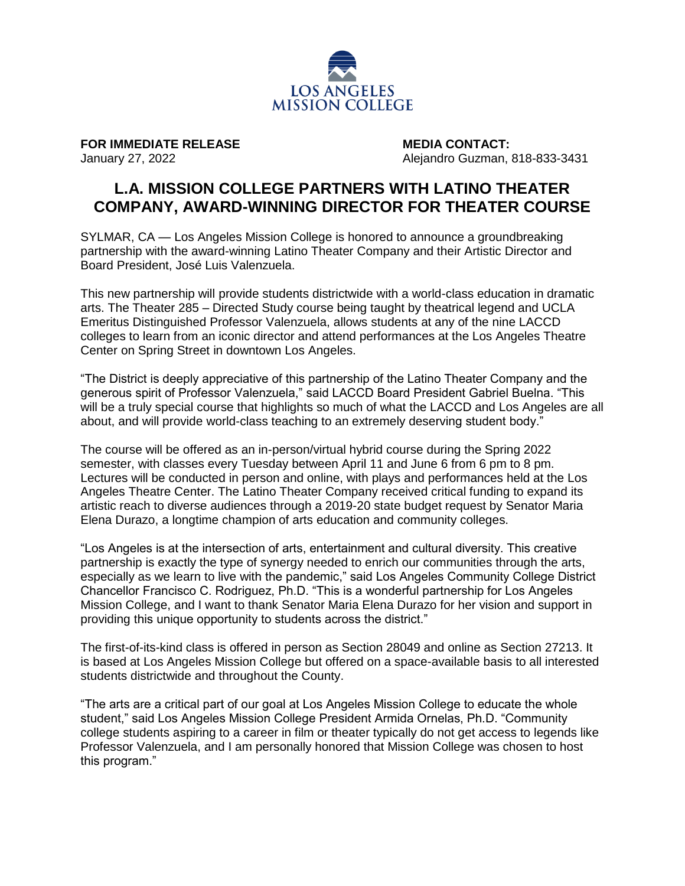LOS ANGELES MISSION COLLEGE

**FOR IMMEDIATE RELEASE**
January 27, 2022

**MEDIA CONTACT:**
Alejandro Guzman, 818-833-3431

# L.A. MISSION COLLEGE PARTNERS WITH LATINO THEATER COMPANY, AWARD-WINNING DIRECTOR FOR THEATER COURSE

SYLMAR, CA — Los Angeles Mission College is honored to announce a groundbreaking partnership with the award-winning Latino Theater Company and their Artistic Director and Board President, José Luis Valenzuela.

This new partnership will provide students districtwide with a world-class education in dramatic arts. The Theater 285 – Directed Study course being taught by theatrical legend and UCLA Emeritus Distinguished Professor Valenzuela, allows students at any of the nine LACCD colleges to learn from an iconic director and attend performances at the Los Angeles Theatre Center on Spring Street in downtown Los Angeles.

"The District is deeply appreciative of this partnership of the Latino Theater Company and the generous spirit of Professor Valenzuela," said LACCD Board President Gabriel Buelna. "This will be a truly special course that highlights so much of what the LACCD and Los Angeles are all about, and will provide world-class teaching to an extremely deserving student body."

The course will be offered as an in-person/virtual hybrid course during the Spring 2022 semester, with classes every Tuesday between April 11 and June 6 from 6 pm to 8 pm. Lectures will be conducted in person and online, with plays and performances held at the Los Angeles Theatre Center. The Latino Theater Company received critical funding to expand its artistic reach to diverse audiences through a 2019-20 state budget request by Senator Maria Elena Durazo, a longtime champion of arts education and community colleges.

"Los Angeles is at the intersection of arts, entertainment and cultural diversity. This creative partnership is exactly the type of synergy needed to enrich our communities through the arts, especially as we learn to live with the pandemic," said Los Angeles Community College District Chancellor Francisco C. Rodriguez, Ph.D. "This is a wonderful partnership for Los Angeles Mission College, and I want to thank Senator Maria Elena Durazo for her vision and support in providing this unique opportunity to students across the district."

The first-of-its-kind class is offered in person as Section 28049 and online as Section 27213. It is based at Los Angeles Mission College but offered on a space-available basis to all interested students districtwide and throughout the County.

"The arts are a critical part of our goal at Los Angeles Mission College to educate the whole student," said Los Angeles Mission College President Armida Ornelas, Ph.D. "Community college students aspiring to a career in film or theater typically do not get access to legends like Professor Valenzuela, and I am personally honored that Mission College was chosen to host this program."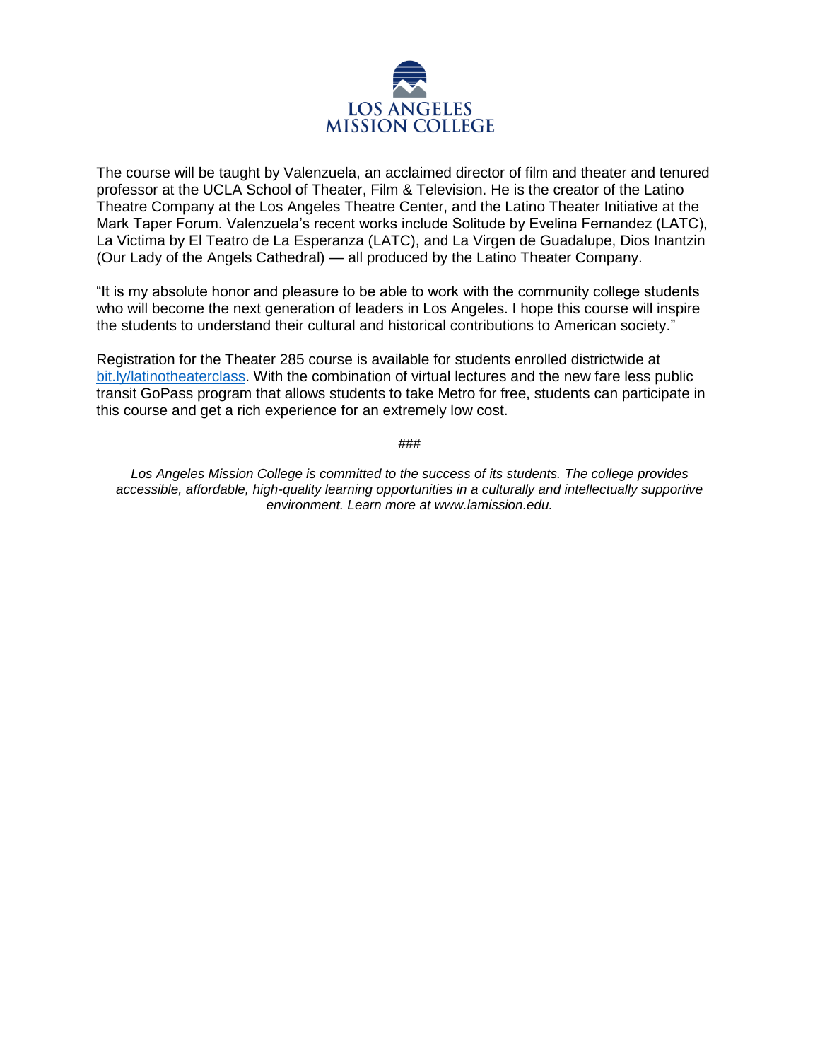The course will be taught by Valenzuela, an acclaimed director of film and theater and tenured professor at the UCLA School of Theater, Film & Television. He is the creator of the Latino Theatre Company at the Los Angeles Theatre Center, and the Latino Theater Initiative at the Mark Taper Forum. Valenzuela's recent works include Solitude by Evelina Fernandez (LATC), La Victima by El Teatro de La Esperanza (LATC), and La Virgen de Guadalupe, Dios Inantzin (Our Lady of the Angels Cathedral) — all produced by the Latino Theater Company.

"It is my absolute honor and pleasure to be able to work with the community college students who will become the next generation of leaders in Los Angeles. I hope this course will inspire the students to understand their cultural and historical contributions to American society."

Registration for the Theater 285 course is available for students enrolled districtwide at [bit.ly/latinotheaterclass](http://bit.ly/latinotheaterclass). With the combination of virtual lectures and the new fare less public transit GoPass program that allows students to take Metro for free, students can participate in this course and get a rich experience for an extremely low cost.

###

*Los Angeles Mission College is committed to the success of its students. The college provides accessible, affordable, high-quality learning opportunities in a culturally and intellectually supportive environment. Learn more at www.lamission.edu.*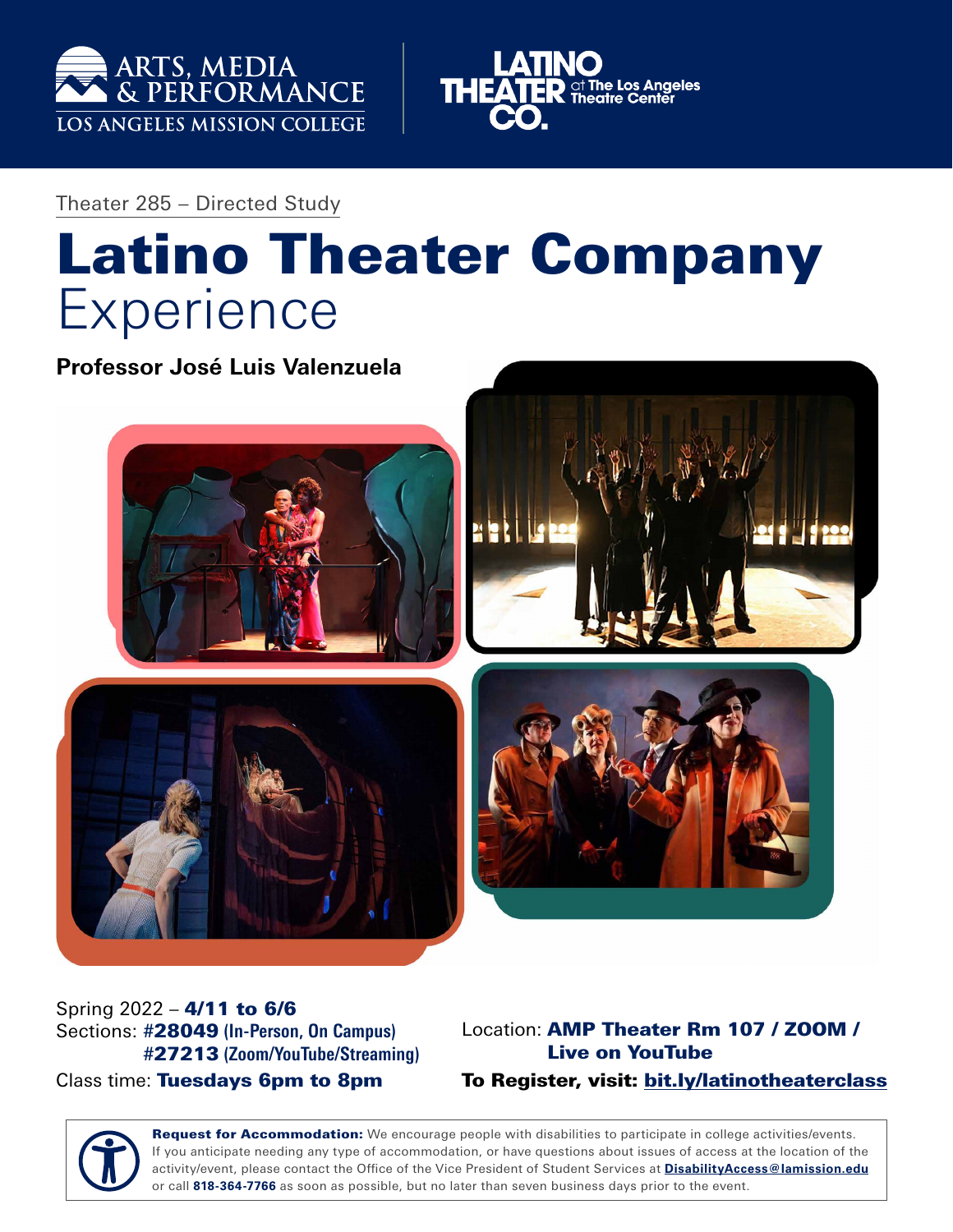ARTS, MEDIA & PERFORMANCE
LOS ANGELES MISSION COLLEGE

LATINO THEATER CO. at The Los Angeles Theatre Center

Theater 285 – Directed Study

# Latino Theater Company Experience

**Professor José Luis Valenzuela**

Spring 2022 – **4/11 to 6/6**
Sections: **#28049 (In-Person, On Campus)**
**#27213 (Zoom/YouTube/Streaming)**
Class time: **Tuesdays 6pm to 8pm**

Location: **AMP Theater Rm 107 / ZOOM / Live on YouTube**

**To Register, visit: bit.ly/latinotheaterclass**

**Request for Accommodation:** We encourage people with disabilities to participate in college activities/events. If you anticipate needing any type of accommodation, or have questions about issues of access at the location of the activity/event, please contact the Office of the Vice President of Student Services at **DisabilityAccess@lamission.edu** or call **818-364-7766** as soon as possible, but no later than seven business days prior to the event.